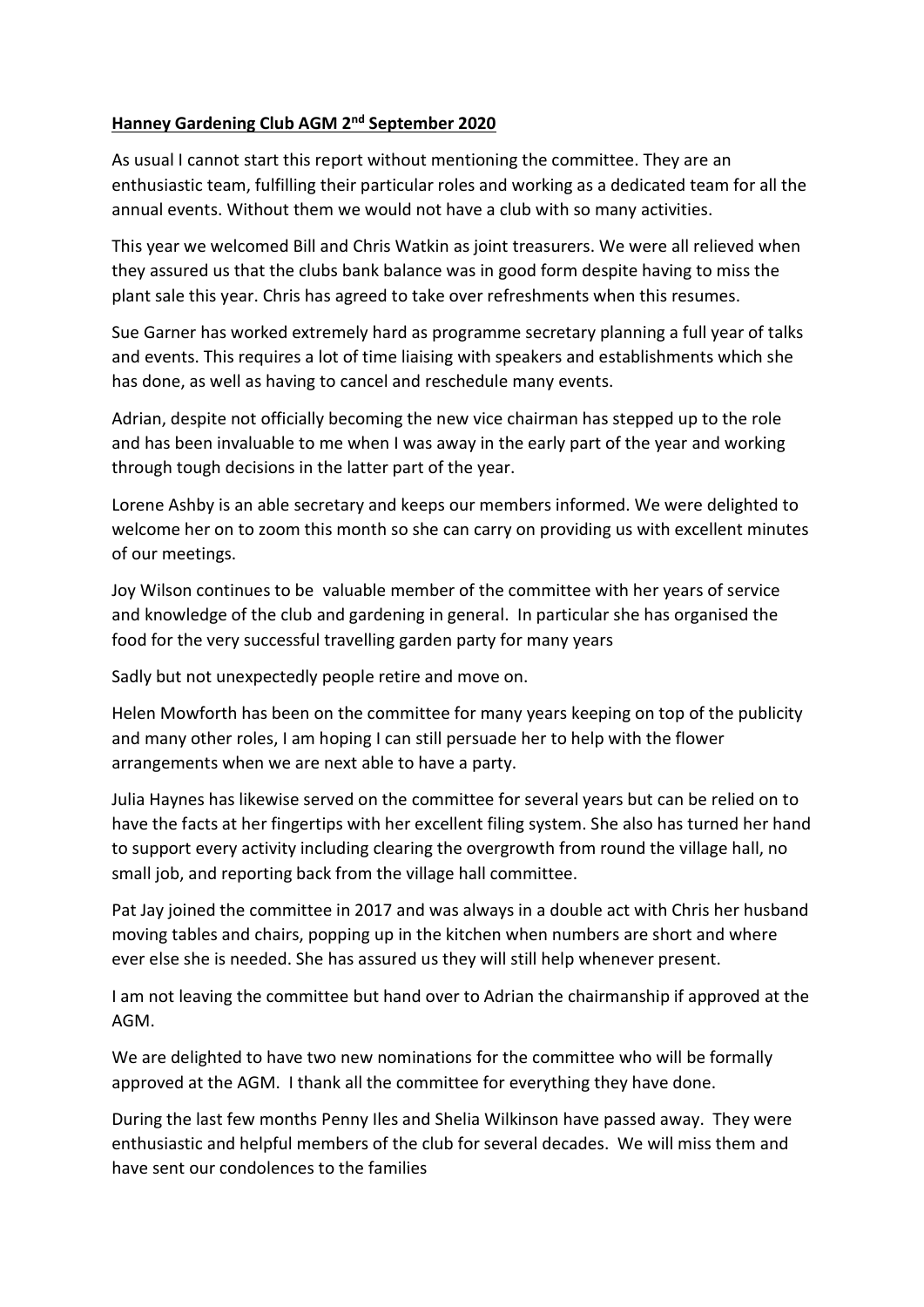**Hanney Gardening Club AGM 2nd September 2020**

As usual I cannot start this report without mentioning the committee. They are an enthusiastic team, fulfilling their particular roles and working as a dedicated team for all the annual events. Without them we would not have a club with so many activities.

This year we welcomed Bill and Chris Watkin as joint treasurers. We were all relieved when they assured us that the clubs bank balance was in good form despite having to miss the plant sale this year. Chris has agreed to take over refreshments when this resumes.

Sue Garner has worked extremely hard as programme secretary planning a full year of talks and events. This requires a lot of time liaising with speakers and establishments which she has done, as well as having to cancel and reschedule many events.

Adrian, despite not officially becoming the new vice chairman has stepped up to the role and has been invaluable to me when I was away in the early part of the year and working through tough decisions in the latter part of the year.

Lorene Ashby is an able secretary and keeps our members informed. We were delighted to welcome her on to zoom this month so she can carry on providing us with excellent minutes of our meetings.

Joy Wilson continues to be valuable member of the committee with her years of service and knowledge of the club and gardening in general. In particular she has organised the food for the very successful travelling garden party for many years

Sadly but not unexpectedly people retire and move on.

Helen Mowforth has been on the committee for many years keeping on top of the publicity and many other roles, I am hoping I can still persuade her to help with the flower arrangements when we are next able to have a party.

Julia Haynes has likewise served on the committee for several years but can be relied on to have the facts at her fingertips with her excellent filing system. She also has turned her hand to support every activity including clearing the overgrowth from round the village hall, no small job, and reporting back from the village hall committee.

Pat Jay joined the committee in 2017 and was always in a double act with Chris her husband moving tables and chairs, popping up in the kitchen when numbers are short and where ever else she is needed. She has assured us they will still help whenever present.

I am not leaving the committee but hand over to Adrian the chairmanship if approved at the AGM.

We are delighted to have two new nominations for the committee who will be formally approved at the AGM. I thank all the committee for everything they have done.

During the last few months Penny Iles and Shelia Wilkinson have passed away. They were enthusiastic and helpful members of the club for several decades. We will miss them and have sent our condolences to the families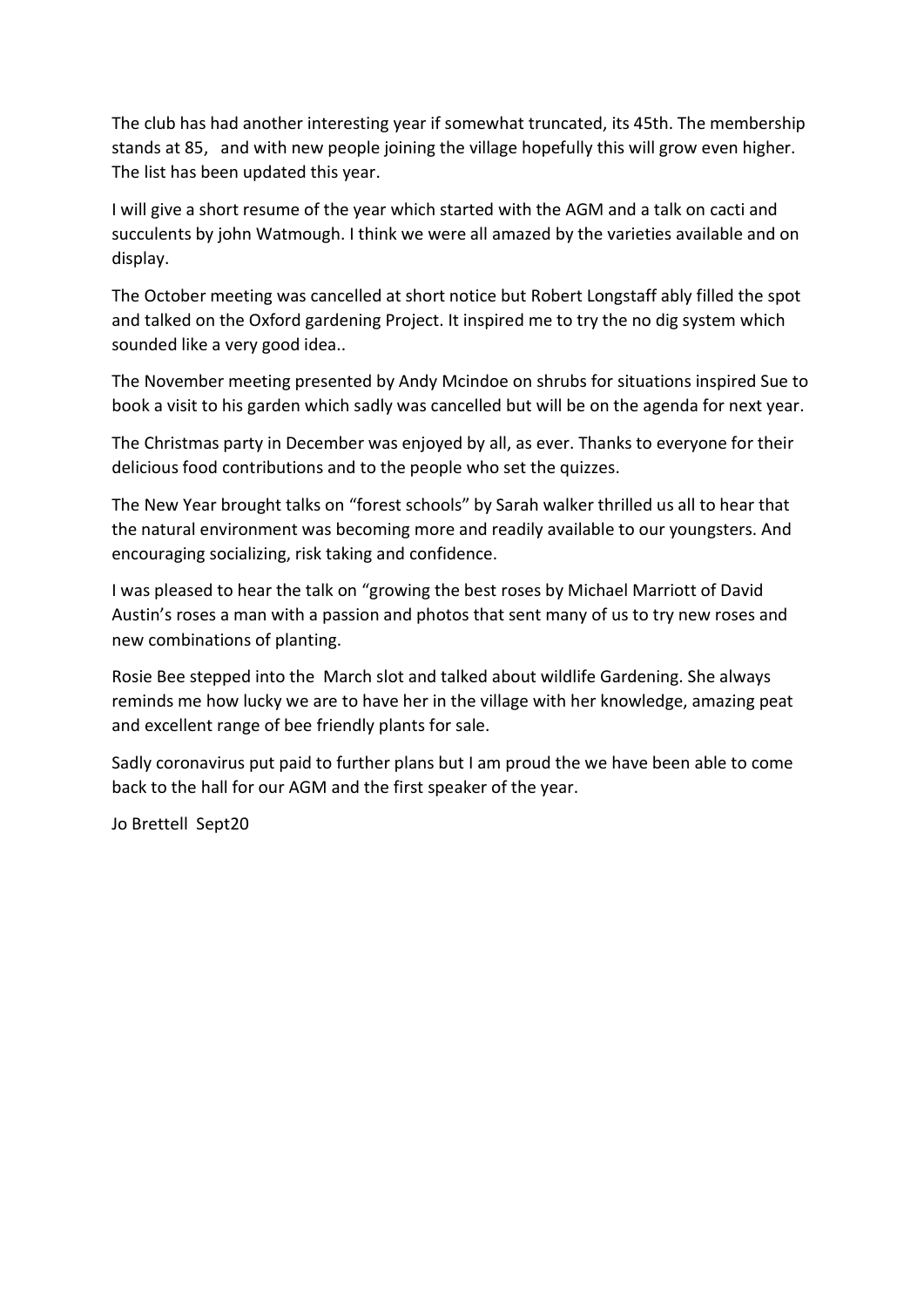The club has had another interesting year if somewhat truncated, its 45th. The membership stands at 85, and with new people joining the village hopefully this will grow even higher. The list has been updated this year.

I will give a short resume of the year which started with the AGM and a talk on cacti and succulents by john Watmough. I think we were all amazed by the varieties available and on display.

The October meeting was cancelled at short notice but Robert Longstaff ably filled the spot and talked on the Oxford gardening Project. It inspired me to try the no dig system which sounded like a very good idea..

The November meeting presented by Andy Mcindoe on shrubs for situations inspired Sue to book a visit to his garden which sadly was cancelled but will be on the agenda for next year.

The Christmas party in December was enjoyed by all, as ever. Thanks to everyone for their delicious food contributions and to the people who set the quizzes.

The New Year brought talks on "forest schools" by Sarah walker thrilled us all to hear that the natural environment was becoming more and readily available to our youngsters. And encouraging socializing, risk taking and confidence.

I was pleased to hear the talk on "growing the best roses by Michael Marriott of David Austin's roses a man with a passion and photos that sent many of us to try new roses and new combinations of planting.

Rosie Bee stepped into the March slot and talked about wildlife Gardening. She always reminds me how lucky we are to have her in the village with her knowledge, amazing peat and excellent range of bee friendly plants for sale.

Sadly coronavirus put paid to further plans but I am proud the we have been able to come back to the hall for our AGM and the first speaker of the year.

Jo Brettell Sept20